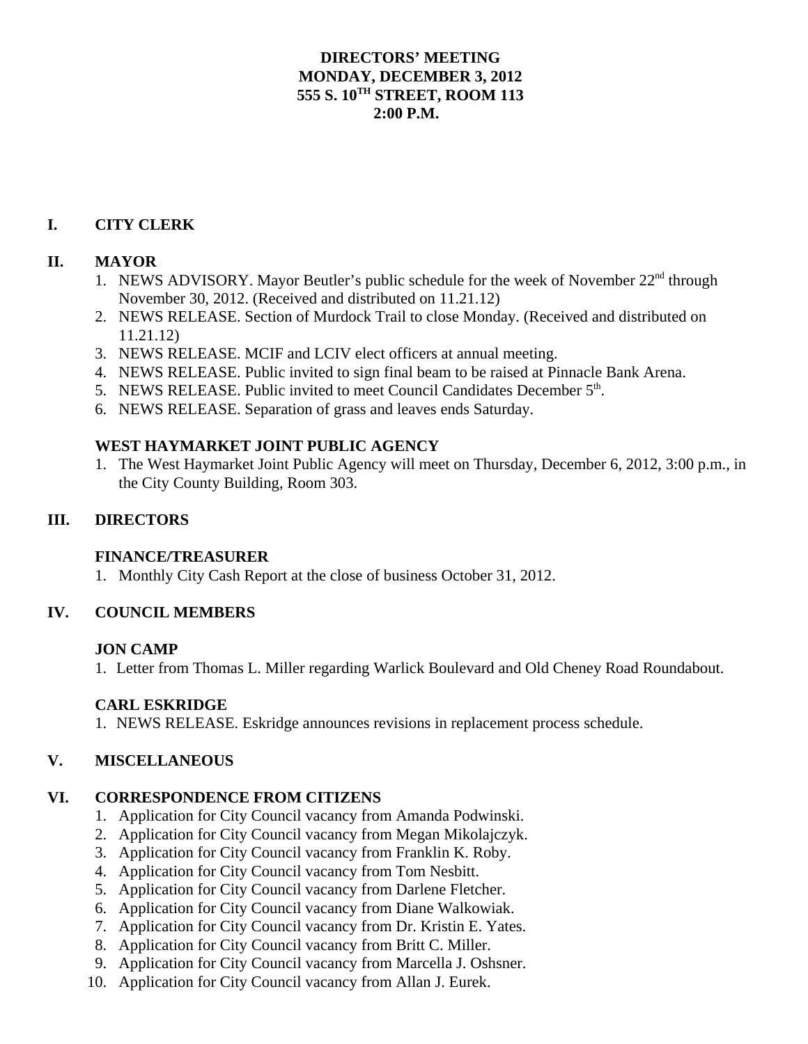# DIRECTORS' MEETING
# MONDAY, DECEMBER 3, 2012
# 555 S. 10TH STREET, ROOM 113
# 2:00 P.M.

## I. CITY CLERK

## II. MAYOR

1. NEWS ADVISORY. Mayor Beutler's public schedule for the week of November 22nd through November 30, 2012. (Received and distributed on 11.21.12)
2. NEWS RELEASE. Section of Murdock Trail to close Monday. (Received and distributed on 11.21.12)
3. NEWS RELEASE. MCIF and LCIV elect officers at annual meeting.
4. NEWS RELEASE. Public invited to sign final beam to be raised at Pinnacle Bank Arena.
5. NEWS RELEASE. Public invited to meet Council Candidates December 5th.
6. NEWS RELEASE. Separation of grass and leaves ends Saturday.

### WEST HAYMARKET JOINT PUBLIC AGENCY

1. The West Haymarket Joint Public Agency will meet on Thursday, December 6, 2012, 3:00 p.m., in the City County Building, Room 303.

## III. DIRECTORS

### FINANCE/TREASURER

1. Monthly City Cash Report at the close of business October 31, 2012.

## IV. COUNCIL MEMBERS

### JON CAMP

1. Letter from Thomas L. Miller regarding Warlick Boulevard and Old Cheney Road Roundabout.

### CARL ESKRIDGE

1. NEWS RELEASE. Eskridge announces revisions in replacement process schedule.

## V. MISCELLANEOUS

## VI. CORRESPONDENCE FROM CITIZENS

1. Application for City Council vacancy from Amanda Podwinski.
2. Application for City Council vacancy from Megan Mikolajczyk.
3. Application for City Council vacancy from Franklin K. Roby.
4. Application for City Council vacancy from Tom Nesbitt.
5. Application for City Council vacancy from Darlene Fletcher.
6. Application for City Council vacancy from Diane Walkowiak.
7. Application for City Council vacancy from Dr. Kristin E. Yates.
8. Application for City Council vacancy from Britt C. Miller.
9. Application for City Council vacancy from Marcella J. Oshsner.
10. Application for City Council vacancy from Allan J. Eurek.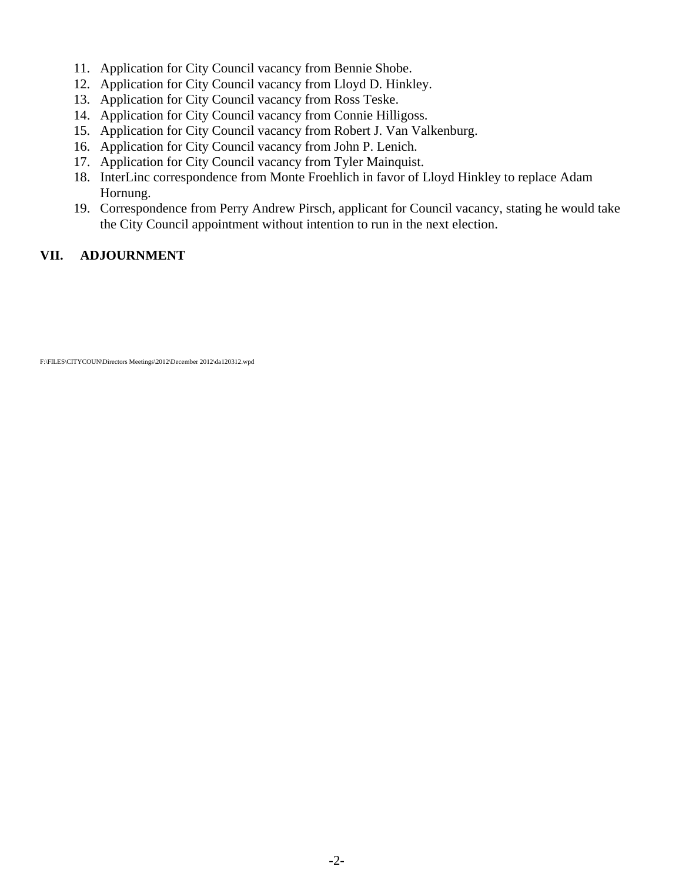11. Application for City Council vacancy from Bennie Shobe.
12. Application for City Council vacancy from Lloyd D. Hinkley.
13. Application for City Council vacancy from Ross Teske.
14. Application for City Council vacancy from Connie Hilligoss.
15. Application for City Council vacancy from Robert J. Van Valkenburg.
16. Application for City Council vacancy from John P. Lenich.
17. Application for City Council vacancy from Tyler Mainquist.
18. InterLinc correspondence from Monte Froehlich in favor of Lloyd Hinkley to replace Adam Hornung.
19. Correspondence from Perry Andrew Pirsch, applicant for Council vacancy, stating he would take the City Council appointment without intention to run in the next election.

## VII. ADJOURNMENT

F:\FILES\CITYCOUN\Directors Meetings\2012\December 2012\da120312.wpd